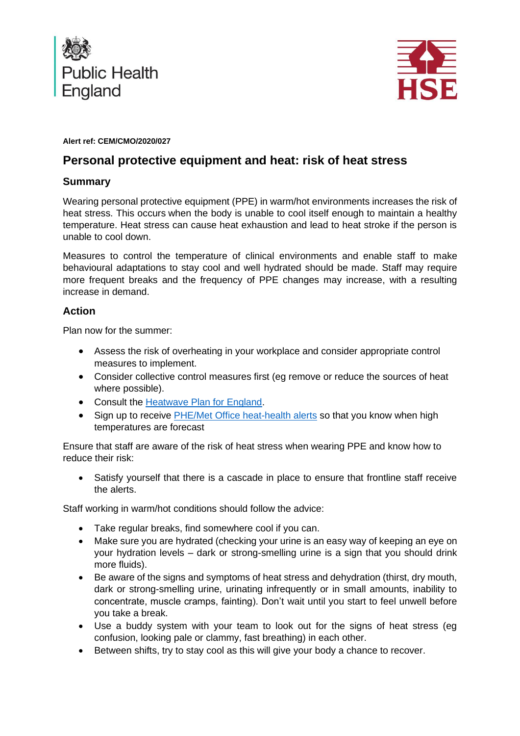Public Health England

HSE

**Alert ref: CEM/CMO/2020/027**

# Personal protective equipment and heat: risk of heat stress

## Summary

Wearing personal protective equipment (PPE) in warm/hot environments increases the risk of heat stress. This occurs when the body is unable to cool itself enough to maintain a healthy temperature. Heat stress can cause heat exhaustion and lead to heat stroke if the person is unable to cool down.

Measures to control the temperature of clinical environments and enable staff to make behavioural adaptations to stay cool and well hydrated should be made. Staff may require more frequent breaks and the frequency of PPE changes may increase, with a resulting increase in demand.

## Action

Plan now for the summer:

- Assess the risk of overheating in your workplace and consider appropriate control measures to implement.
- Consider collective control measures first (eg remove or reduce the sources of heat where possible).
- Consult the [Heatwave Plan for England]().
- Sign up to receive [PHE/Met Office heat-health alerts]() so that you know when high temperatures are forecast

Ensure that staff are aware of the risk of heat stress when wearing PPE and know how to reduce their risk:

- Satisfy yourself that there is a cascade in place to ensure that frontline staff receive the alerts.

Staff working in warm/hot conditions should follow the advice:

- Take regular breaks, find somewhere cool if you can.
- Make sure you are hydrated (checking your urine is an easy way of keeping an eye on your hydration levels – dark or strong-smelling urine is a sign that you should drink more fluids).
- Be aware of the signs and symptoms of heat stress and dehydration (thirst, dry mouth, dark or strong-smelling urine, urinating infrequently or in small amounts, inability to concentrate, muscle cramps, fainting). Don't wait until you start to feel unwell before you take a break.
- Use a buddy system with your team to look out for the signs of heat stress (eg confusion, looking pale or clammy, fast breathing) in each other.
- Between shifts, try to stay cool as this will give your body a chance to recover.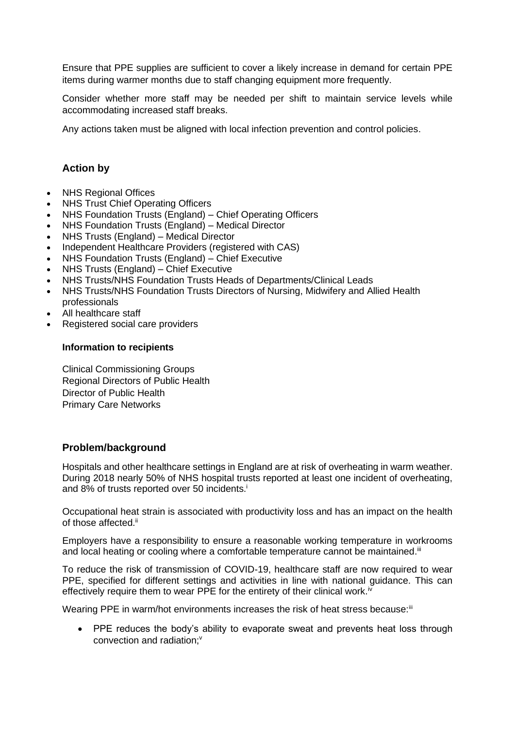Ensure that PPE supplies are sufficient to cover a likely increase in demand for certain PPE items during warmer months due to staff changing equipment more frequently.

Consider whether more staff may be needed per shift to maintain service levels while accommodating increased staff breaks.

Any actions taken must be aligned with local infection prevention and control policies.

## Action by

- NHS Regional Offices
- NHS Trust Chief Operating Officers
- NHS Foundation Trusts (England) – Chief Operating Officers
- NHS Foundation Trusts (England) – Medical Director
- NHS Trusts (England) – Medical Director
- Independent Healthcare Providers (registered with CAS)
- NHS Foundation Trusts (England) – Chief Executive
- NHS Trusts (England) – Chief Executive
- NHS Trusts/NHS Foundation Trusts Heads of Departments/Clinical Leads
- NHS Trusts/NHS Foundation Trusts Directors of Nursing, Midwifery and Allied Health professionals
- All healthcare staff
- Registered social care providers

### Information to recipients

Clinical Commissioning Groups
Regional Directors of Public Health
Director of Public Health
Primary Care Networks

## Problem/background

Hospitals and other healthcare settings in England are at risk of overheating in warm weather. During 2018 nearly 50% of NHS hospital trusts reported at least one incident of overheating, and 8% of trusts reported over 50 incidents.[i]

Occupational heat strain is associated with productivity loss and has an impact on the health of those affected.[ii]

Employers have a responsibility to ensure a reasonable working temperature in workrooms and local heating or cooling where a comfortable temperature cannot be maintained.[iii]

To reduce the risk of transmission of COVID-19, healthcare staff are now required to wear PPE, specified for different settings and activities in line with national guidance. This can effectively require them to wear PPE for the entirety of their clinical work.[iv]

Wearing PPE in warm/hot environments increases the risk of heat stress because:[iii]

- PPE reduces the body's ability to evaporate sweat and prevents heat loss through convection and radiation;[v]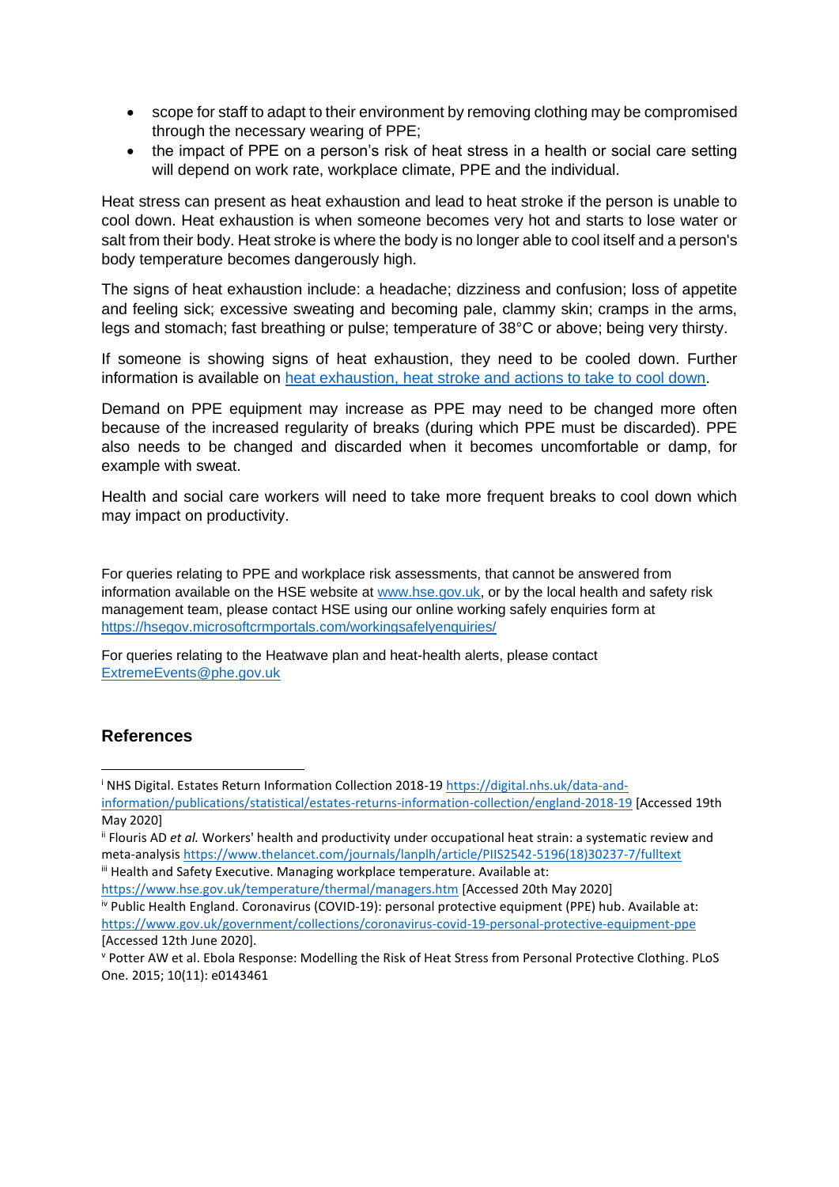- scope for staff to adapt to their environment by removing clothing may be compromised through the necessary wearing of PPE;
- the impact of PPE on a person's risk of heat stress in a health or social care setting will depend on work rate, workplace climate, PPE and the individual.

Heat stress can present as heat exhaustion and lead to heat stroke if the person is unable to cool down. Heat exhaustion is when someone becomes very hot and starts to lose water or salt from their body. Heat stroke is where the body is no longer able to cool itself and a person's body temperature becomes dangerously high.

The signs of heat exhaustion include: a headache; dizziness and confusion; loss of appetite and feeling sick; excessive sweating and becoming pale, clammy skin; cramps in the arms, legs and stomach; fast breathing or pulse; temperature of 38°C or above; being very thirsty.

If someone is showing signs of heat exhaustion, they need to be cooled down. Further information is available on heat exhaustion, heat stroke and actions to take to cool down.

Demand on PPE equipment may increase as PPE may need to be changed more often because of the increased regularity of breaks (during which PPE must be discarded). PPE also needs to be changed and discarded when it becomes uncomfortable or damp, for example with sweat.

Health and social care workers will need to take more frequent breaks to cool down which may impact on productivity.

For queries relating to PPE and workplace risk assessments, that cannot be answered from information available on the HSE website at www.hse.gov.uk, or by the local health and safety risk management team, please contact HSE using our online working safely enquiries form at https://hsegov.microsoftcrmportals.com/workingsafelyenquiries/

For queries relating to the Heatwave plan and heat-health alerts, please contact ExtremeEvents@phe.gov.uk

## References

[i] NHS Digital. Estates Return Information Collection 2018-19 https://digital.nhs.uk/data-and-information/publications/statistical/estates-returns-information-collection/england-2018-19 [Accessed 19th May 2020]

[ii] Flouris AD *et al.* Workers' health and productivity under occupational heat strain: a systematic review and meta-analysis https://www.thelancet.com/journals/lanplh/article/PIIS2542-5196(18)30237-7/fulltext

[iii] Health and Safety Executive. Managing workplace temperature. Available at: https://www.hse.gov.uk/temperature/thermal/managers.htm [Accessed 20th May 2020]

[iv] Public Health England. Coronavirus (COVID-19): personal protective equipment (PPE) hub. Available at: https://www.gov.uk/government/collections/coronavirus-covid-19-personal-protective-equipment-ppe [Accessed 12th June 2020].

[v] Potter AW et al. Ebola Response: Modelling the Risk of Heat Stress from Personal Protective Clothing. PLoS One. 2015; 10(11): e0143461